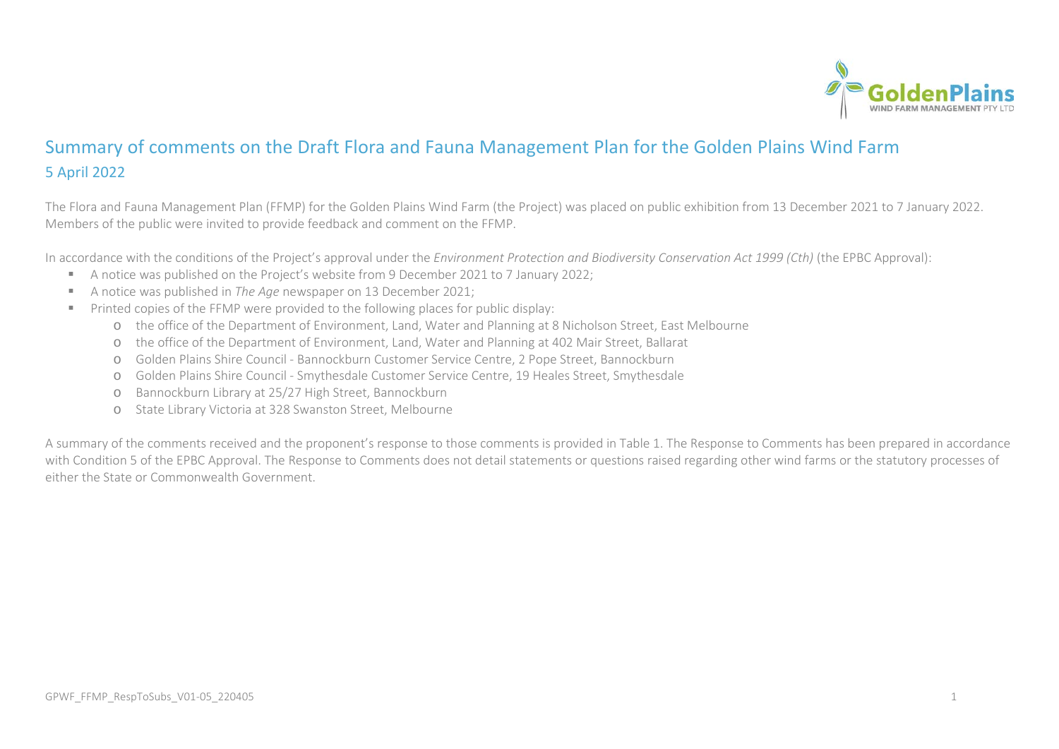# Summary of comments on the Draft Flora and Fauna Management Plan for the Golden Plains Wind Farm

## 5 April 2022

The Flora and Fauna Management Plan (FFMP) for the Golden Plains Wind Farm (the Project) was placed on public exhibition from 13 December 2021 to 7 January 2022. Members of the public were invited to provide feedback and comment on the FFMP.

In accordance with the conditions of the Project's approval under the *Environment Protection and Biodiversity Conservation Act 1999 (Cth)* (the EPBC Approval):

- A notice was published on the Project's website from 9 December 2021 to 7 January 2022;
- A notice was published in *The Age* newspaper on 13 December 2021;
- Printed copies of the FFMP were provided to the following places for public display:
  - the office of the Department of Environment, Land, Water and Planning at 8 Nicholson Street, East Melbourne
  - the office of the Department of Environment, Land, Water and Planning at 402 Mair Street, Ballarat
  - Golden Plains Shire Council - Bannockburn Customer Service Centre, 2 Pope Street, Bannockburn
  - Golden Plains Shire Council - Smythesdale Customer Service Centre, 19 Heales Street, Smythesdale
  - Bannockburn Library at 25/27 High Street, Bannockburn
  - State Library Victoria at 328 Swanston Street, Melbourne

A summary of the comments received and the proponent's response to those comments is provided in Table 1. The Response to Comments has been prepared in accordance with Condition 5 of the EPBC Approval. The Response to Comments does not detail statements or questions raised regarding other wind farms or the statutory processes of either the State or Commonwealth Government.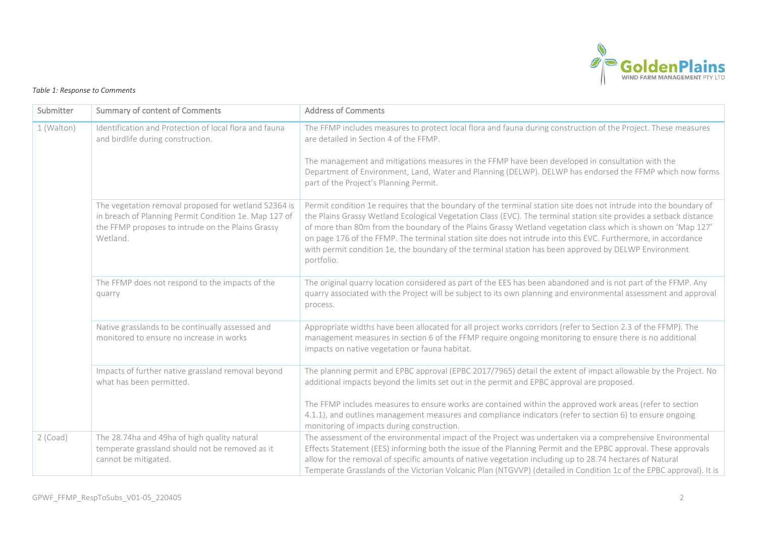*Table 1: Response to Comments*

| Submitter | Summary of content of Comments | Address of Comments |
|---|---|---|
| 1 (Walton) | Identification and Protection of local flora and fauna and birdlife during construction. | The FFMP includes measures to protect local flora and fauna during construction of the Project. These measures are detailed in Section 4 of the FFMP.<br><br>The management and mitigations measures in the FFMP have been developed in consultation with the Department of Environment, Land, Water and Planning (DELWP). DELWP has endorsed the FFMP which now forms part of the Project's Planning Permit. |
| | The vegetation removal proposed for wetland 52364 is in breach of Planning Permit Condition 1e. Map 127 of the FFMP proposes to intrude on the Plains Grassy Wetland. | Permit condition 1e requires that the boundary of the terminal station site does not intrude into the boundary of the Plains Grassy Wetland Ecological Vegetation Class (EVC). The terminal station site provides a setback distance of more than 80m from the boundary of the Plains Grassy Wetland vegetation class which is shown on 'Map 127' on page 176 of the FFMP. The terminal station site does not intrude into this EVC. Furthermore, in accordance with permit condition 1e, the boundary of the terminal station has been approved by DELWP Environment portfolio. |
| | The FFMP does not respond to the impacts of the quarry | The original quarry location considered as part of the EES has been abandoned and is not part of the FFMP. Any quarry associated with the Project will be subject to its own planning and environmental assessment and approval process. |
| | Native grasslands to be continually assessed and monitored to ensure no increase in works | Appropriate widths have been allocated for all project works corridors (refer to Section 2.3 of the FFMP). The management measures in section 6 of the FFMP require ongoing monitoring to ensure there is no additional impacts on native vegetation or fauna habitat. |
| | Impacts of further native grassland removal beyond what has been permitted. | The planning permit and EPBC approval (EPBC 2017/7965) detail the extent of impact allowable by the Project. No additional impacts beyond the limits set out in the permit and EPBC approval are proposed.<br><br>The FFMP includes measures to ensure works are contained within the approved work areas (refer to section 4.1.1), and outlines management measures and compliance indicators (refer to section 6) to ensure ongoing monitoring of impacts during construction. |
| 2 (Coad) | The 28.74ha and 49ha of high quality natural temperate grassland should not be removed as it cannot be mitigated. | The assessment of the environmental impact of the Project was undertaken via a comprehensive Environmental Effects Statement (EES) informing both the issue of the Planning Permit and the EPBC approval. These approvals allow for the removal of specific amounts of native vegetation including up to 28.74 hectares of Natural Temperate Grasslands of the Victorian Volcanic Plan (NTGVVP) (detailed in Condition 1c of the EPBC approval). It is |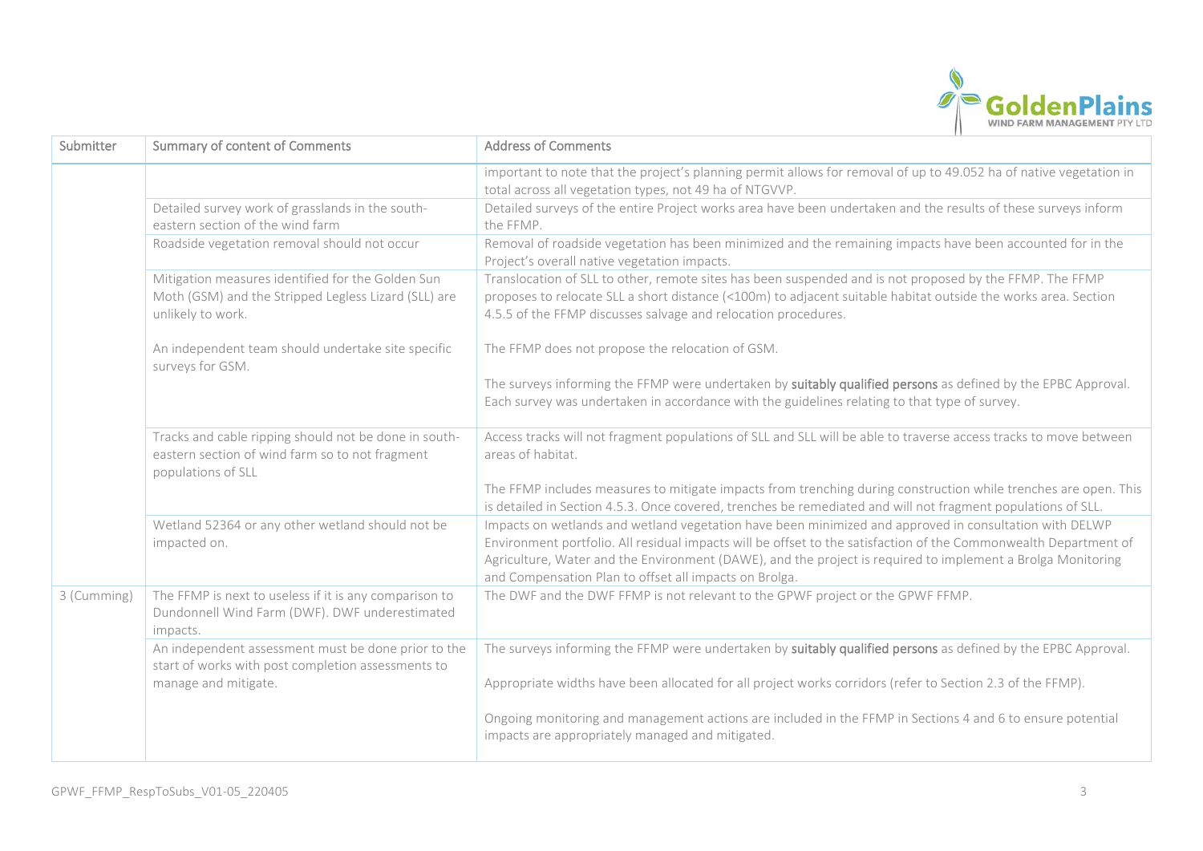| Submitter | Summary of content of Comments | Address of Comments |
|---|---|---|
| | | important to note that the project's planning permit allows for removal of up to 49.052 ha of native vegetation in total across all vegetation types, not 49 ha of NTGVVP. |
| | Detailed survey work of grasslands in the south-eastern section of the wind farm | Detailed surveys of the entire Project works area have been undertaken and the results of these surveys inform the FFMP. |
| | Roadside vegetation removal should not occur | Removal of roadside vegetation has been minimized and the remaining impacts have been accounted for in the Project's overall native vegetation impacts. |
| | Mitigation measures identified for the Golden Sun Moth (GSM) and the Stripped Legless Lizard (SLL) are unlikely to work.<br><br>An independent team should undertake site specific surveys for GSM. | Translocation of SLL to other, remote sites has been suspended and is not proposed by the FFMP. The FFMP proposes to relocate SLL a short distance (<100m) to adjacent suitable habitat outside the works area. Section 4.5.5 of the FFMP discusses salvage and relocation procedures.<br><br>The FFMP does not propose the relocation of GSM.<br><br>The surveys informing the FFMP were undertaken by **suitably qualified persons** as defined by the EPBC Approval. Each survey was undertaken in accordance with the guidelines relating to that type of survey. |
| | Tracks and cable ripping should not be done in south-eastern section of wind farm so to not fragment populations of SLL | Access tracks will not fragment populations of SLL and SLL will be able to traverse access tracks to move between areas of habitat.<br><br>The FFMP includes measures to mitigate impacts from trenching during construction while trenches are open. This is detailed in Section 4.5.3. Once covered, trenches be remediated and will not fragment populations of SLL. |
| | Wetland 52364 or any other wetland should not be impacted on. | Impacts on wetlands and wetland vegetation have been minimized and approved in consultation with DELWP Environment portfolio. All residual impacts will be offset to the satisfaction of the Commonwealth Department of Agriculture, Water and the Environment (DAWE), and the project is required to implement a Brolga Monitoring and Compensation Plan to offset all impacts on Brolga. |
| 3 (Cumming) | The FFMP is next to useless if it is any comparison to Dundonnell Wind Farm (DWF). DWF underestimated impacts. | The DWF and the DWF FFMP is not relevant to the GPWF project or the GPWF FFMP. |
| | An independent assessment must be done prior to the start of works with post completion assessments to manage and mitigate. | The surveys informing the FFMP were undertaken by **suitably qualified persons** as defined by the EPBC Approval.<br><br>Appropriate widths have been allocated for all project works corridors (refer to Section 2.3 of the FFMP).<br><br>Ongoing monitoring and management actions are included in the FFMP in Sections 4 and 6 to ensure potential impacts are appropriately managed and mitigated. |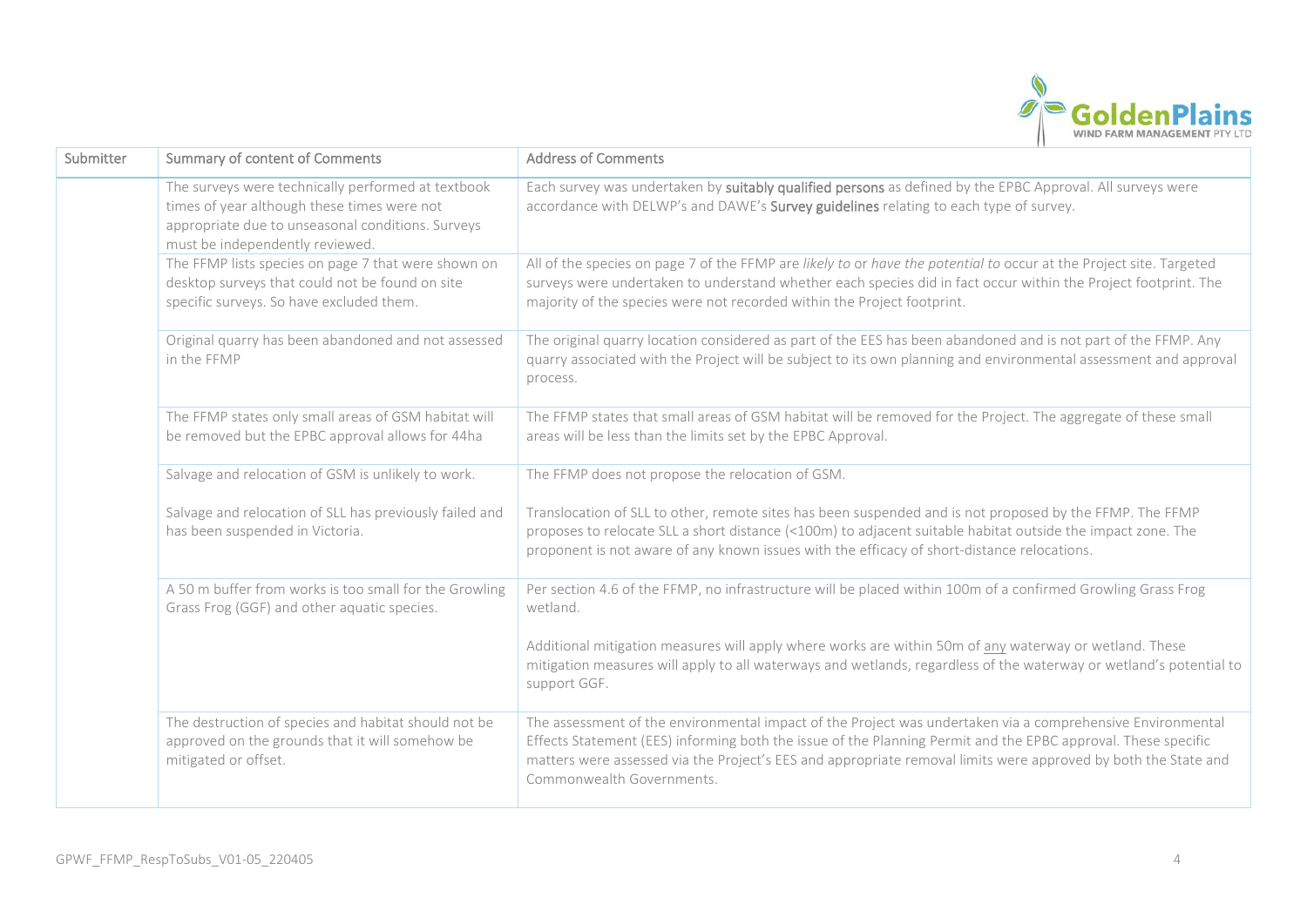| Submitter | Summary of content of Comments | Address of Comments |
|---|---|---|
| | The surveys were technically performed at textbook times of year although these times were not appropriate due to unseasonal conditions. Surveys must be independently reviewed. | Each survey was undertaken by **suitably qualified persons** as defined by the EPBC Approval. All surveys were accordance with DELWP's and DAWE's **Survey guidelines** relating to each type of survey. |
| | The FFMP lists species on page 7 that were shown on desktop surveys that could not be found on site specific surveys. So have excluded them. | All of the species on page 7 of the FFMP are *likely to* or *have the potential to* occur at the Project site. Targeted surveys were undertaken to understand whether each species did in fact occur within the Project footprint. The majority of the species were not recorded within the Project footprint. |
| | Original quarry has been abandoned and not assessed in the FFMP | The original quarry location considered as part of the EES has been abandoned and is not part of the FFMP. Any quarry associated with the Project will be subject to its own planning and environmental assessment and approval process. |
| | The FFMP states only small areas of GSM habitat will be removed but the EPBC approval allows for 44ha | The FFMP states that small areas of GSM habitat will be removed for the Project. The aggregate of these small areas will be less than the limits set by the EPBC Approval. |
| | Salvage and relocation of GSM is unlikely to work.<br><br>Salvage and relocation of SLL has previously failed and has been suspended in Victoria. | The FFMP does not propose the relocation of GSM.<br><br>Translocation of SLL to other, remote sites has been suspended and is not proposed by the FFMP. The FFMP proposes to relocate SLL a short distance (<100m) to adjacent suitable habitat outside the impact zone. The proponent is not aware of any known issues with the efficacy of short-distance relocations. |
| | A 50 m buffer from works is too small for the Growling Grass Frog (GGF) and other aquatic species. | Per section 4.6 of the FFMP, no infrastructure will be placed within 100m of a confirmed Growling Grass Frog wetland.<br><br>Additional mitigation measures will apply where works are within 50m of <u>any</u> waterway or wetland. These mitigation measures will apply to all waterways and wetlands, regardless of the waterway or wetland's potential to support GGF. |
| | The destruction of species and habitat should not be approved on the grounds that it will somehow be mitigated or offset. | The assessment of the environmental impact of the Project was undertaken via a comprehensive Environmental Effects Statement (EES) informing both the issue of the Planning Permit and the EPBC approval. These specific matters were assessed via the Project's EES and appropriate removal limits were approved by both the State and Commonwealth Governments. |